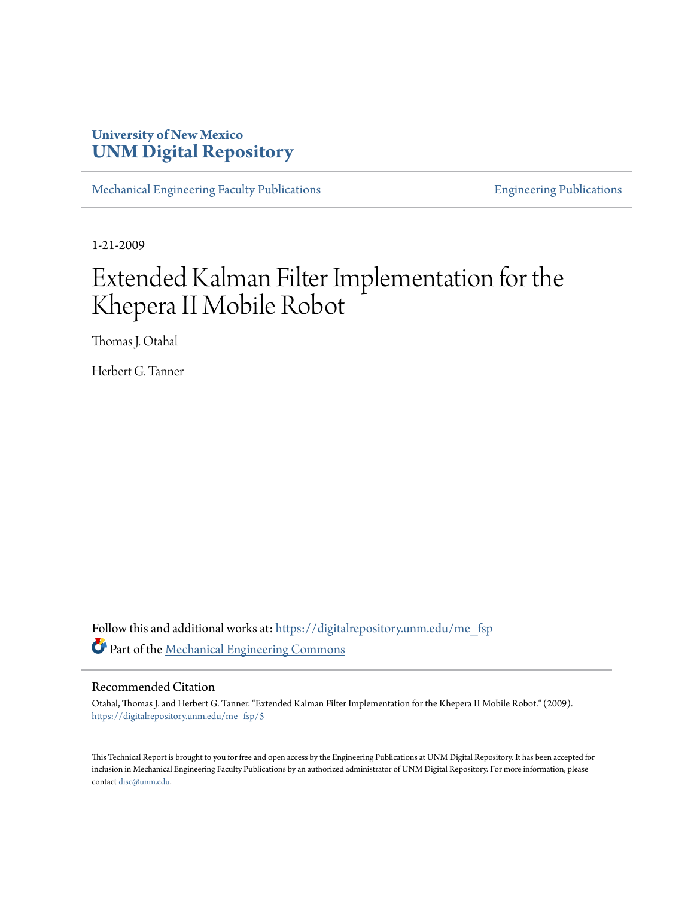# University of New Mexico
# UNM Digital Repository

Mechanical Engineering Faculty Publications — Engineering Publications

1-21-2009

# Extended Kalman Filter Implementation for the Khepera II Mobile Robot

Thomas J. Otahal

Herbert G. Tanner

Follow this and additional works at: https://digitalrepository.unm.edu/me_fsp

Part of the Mechanical Engineering Commons

## Recommended Citation

Otahal, Thomas J. and Herbert G. Tanner. "Extended Kalman Filter Implementation for the Khepera II Mobile Robot." (2009). https://digitalrepository.unm.edu/me_fsp/5

This Technical Report is brought to you for free and open access by the Engineering Publications at UNM Digital Repository. It has been accepted for inclusion in Mechanical Engineering Faculty Publications by an authorized administrator of UNM Digital Repository. For more information, please contact disc@unm.edu.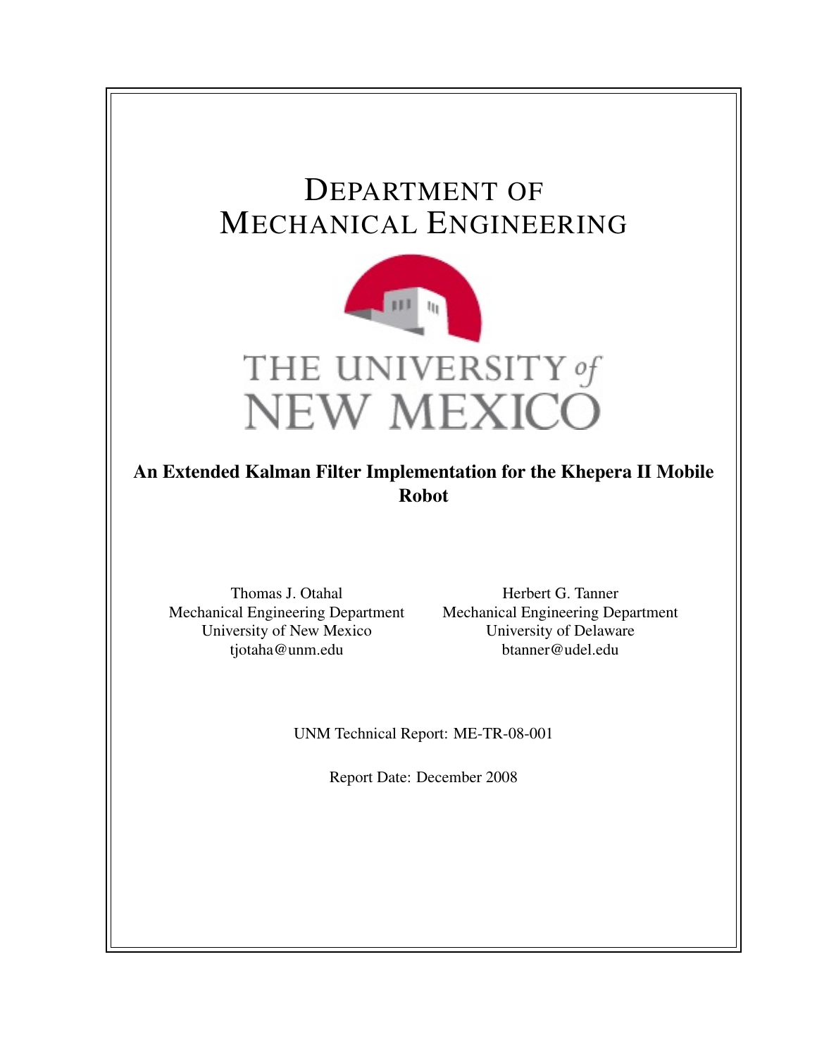# Department of Mechanical Engineering

THE UNIVERSITY *of* NEW MEXICO

**An Extended Kalman Filter Implementation for the Khepera II Mobile Robot**

Thomas J. Otahal
Mechanical Engineering Department
University of New Mexico
tjotaha@unm.edu

Herbert G. Tanner
Mechanical Engineering Department
University of Delaware
btanner@udel.edu

UNM Technical Report: ME-TR-08-001

Report Date: December 2008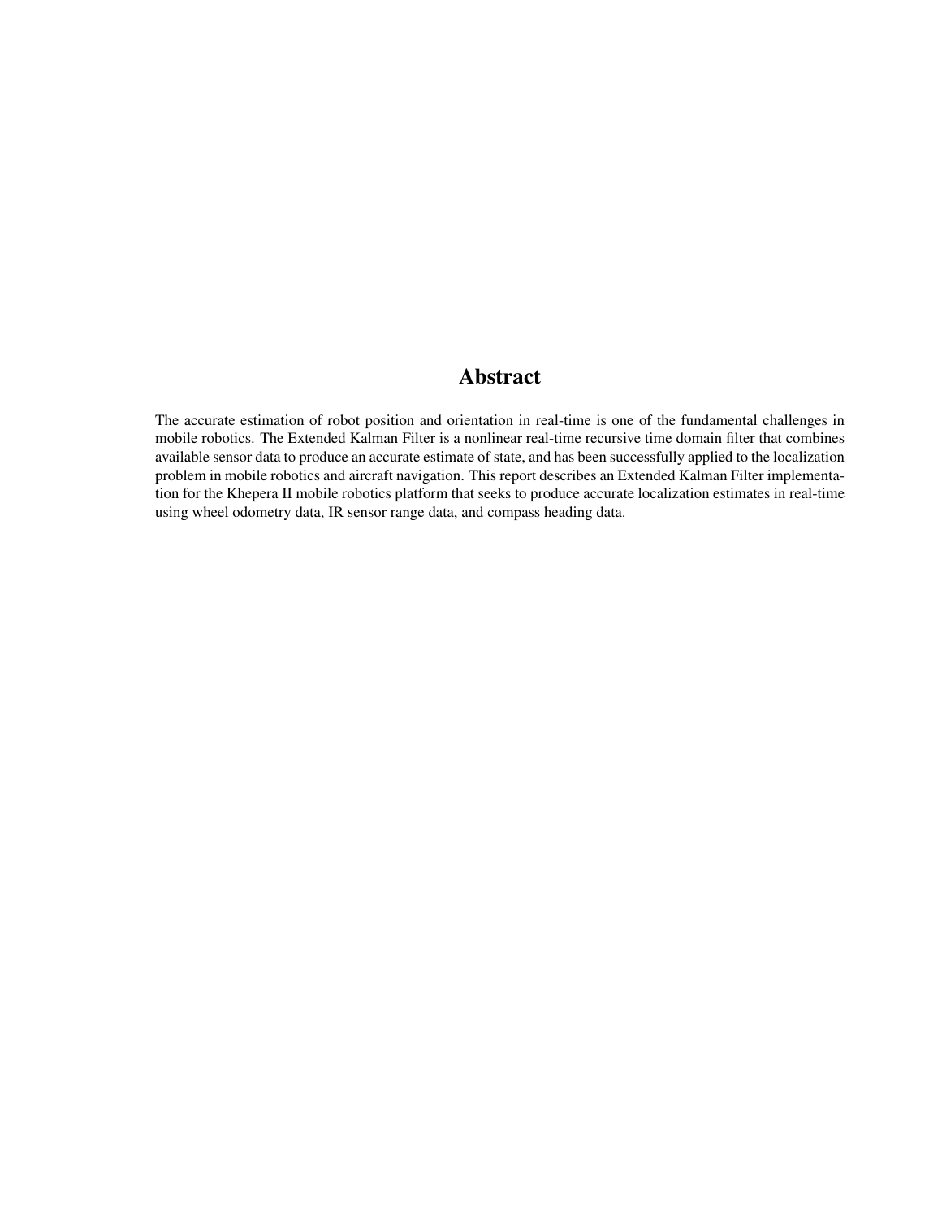## Abstract

The accurate estimation of robot position and orientation in real-time is one of the fundamental challenges in mobile robotics. The Extended Kalman Filter is a nonlinear real-time recursive time domain filter that combines available sensor data to produce an accurate estimate of state, and has been successfully applied to the localization problem in mobile robotics and aircraft navigation. This report describes an Extended Kalman Filter implementation for the Khepera II mobile robotics platform that seeks to produce accurate localization estimates in real-time using wheel odometry data, IR sensor range data, and compass heading data.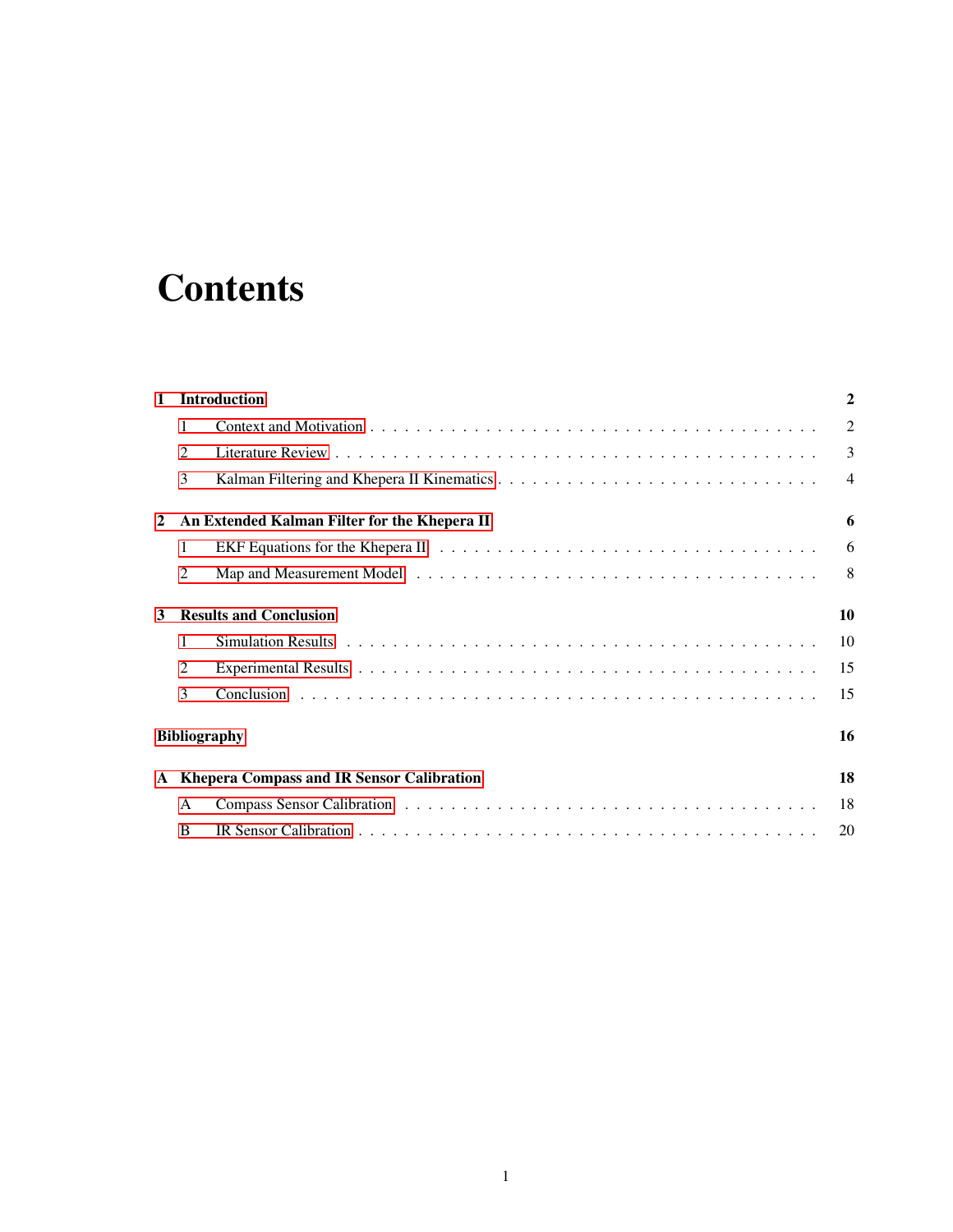# Contents

**1 Introduction** **2**

1 Context and Motivation . . . . . . . . . . . . . . . . . . . . . . . . . . . . . . . . . . . . 2

2 Literature Review . . . . . . . . . . . . . . . . . . . . . . . . . . . . . . . . . . . . . . . 3

3 Kalman Filtering and Khepera II Kinematics . . . . . . . . . . . . . . . . . . . . . . . . 4

**2 An Extended Kalman Filter for the Khepera II** **6**

1 EKF Equations for the Khepera II . . . . . . . . . . . . . . . . . . . . . . . . . . . . . . 6

2 Map and Measurement Model . . . . . . . . . . . . . . . . . . . . . . . . . . . . . . . . 8

**3 Results and Conclusion** **10**

1 Simulation Results . . . . . . . . . . . . . . . . . . . . . . . . . . . . . . . . . . . . . . 10

2 Experimental Results . . . . . . . . . . . . . . . . . . . . . . . . . . . . . . . . . . . . . 15

3 Conclusion . . . . . . . . . . . . . . . . . . . . . . . . . . . . . . . . . . . . . . . . . . 15

**Bibliography** **16**

**A Khepera Compass and IR Sensor Calibration** **18**

A Compass Sensor Calibration . . . . . . . . . . . . . . . . . . . . . . . . . . . . . . . . 18

B IR Sensor Calibration . . . . . . . . . . . . . . . . . . . . . . . . . . . . . . . . . . . . . 20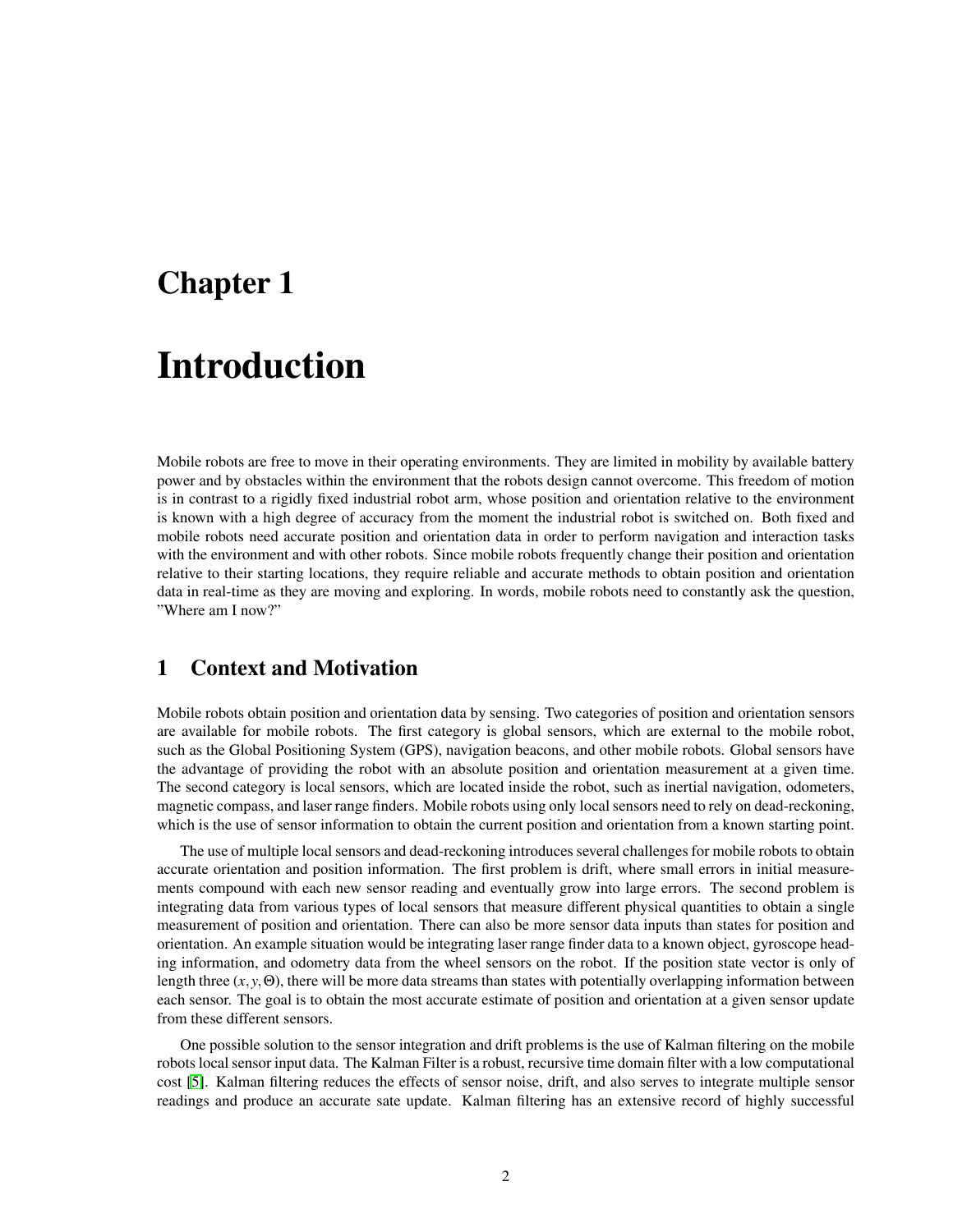# Chapter 1

# Introduction

Mobile robots are free to move in their operating environments. They are limited in mobility by available battery power and by obstacles within the environment that the robots design cannot overcome. This freedom of motion is in contrast to a rigidly fixed industrial robot arm, whose position and orientation relative to the environment is known with a high degree of accuracy from the moment the industrial robot is switched on. Both fixed and mobile robots need accurate position and orientation data in order to perform navigation and interaction tasks with the environment and with other robots. Since mobile robots frequently change their position and orientation relative to their starting locations, they require reliable and accurate methods to obtain position and orientation data in real-time as they are moving and exploring. In words, mobile robots need to constantly ask the question, "Where am I now?"

## 1 Context and Motivation

Mobile robots obtain position and orientation data by sensing. Two categories of position and orientation sensors are available for mobile robots. The first category is global sensors, which are external to the mobile robot, such as the Global Positioning System (GPS), navigation beacons, and other mobile robots. Global sensors have the advantage of providing the robot with an absolute position and orientation measurement at a given time. The second category is local sensors, which are located inside the robot, such as inertial navigation, odometers, magnetic compass, and laser range finders. Mobile robots using only local sensors need to rely on dead-reckoning, which is the use of sensor information to obtain the current position and orientation from a known starting point.

The use of multiple local sensors and dead-reckoning introduces several challenges for mobile robots to obtain accurate orientation and position information. The first problem is drift, where small errors in initial measurements compound with each new sensor reading and eventually grow into large errors. The second problem is integrating data from various types of local sensors that measure different physical quantities to obtain a single measurement of position and orientation. There can also be more sensor data inputs than states for position and orientation. An example situation would be integrating laser range finder data to a known object, gyroscope heading information, and odometry data from the wheel sensors on the robot. If the position state vector is only of length three $(x, y, \Theta)$, there will be more data streams than states with potentially overlapping information between each sensor. The goal is to obtain the most accurate estimate of position and orientation at a given sensor update from these different sensors.

One possible solution to the sensor integration and drift problems is the use of Kalman filtering on the mobile robots local sensor input data. The Kalman Filter is a robust, recursive time domain filter with a low computational cost [5]. Kalman filtering reduces the effects of sensor noise, drift, and also serves to integrate multiple sensor readings and produce an accurate sate update. Kalman filtering has an extensive record of highly successful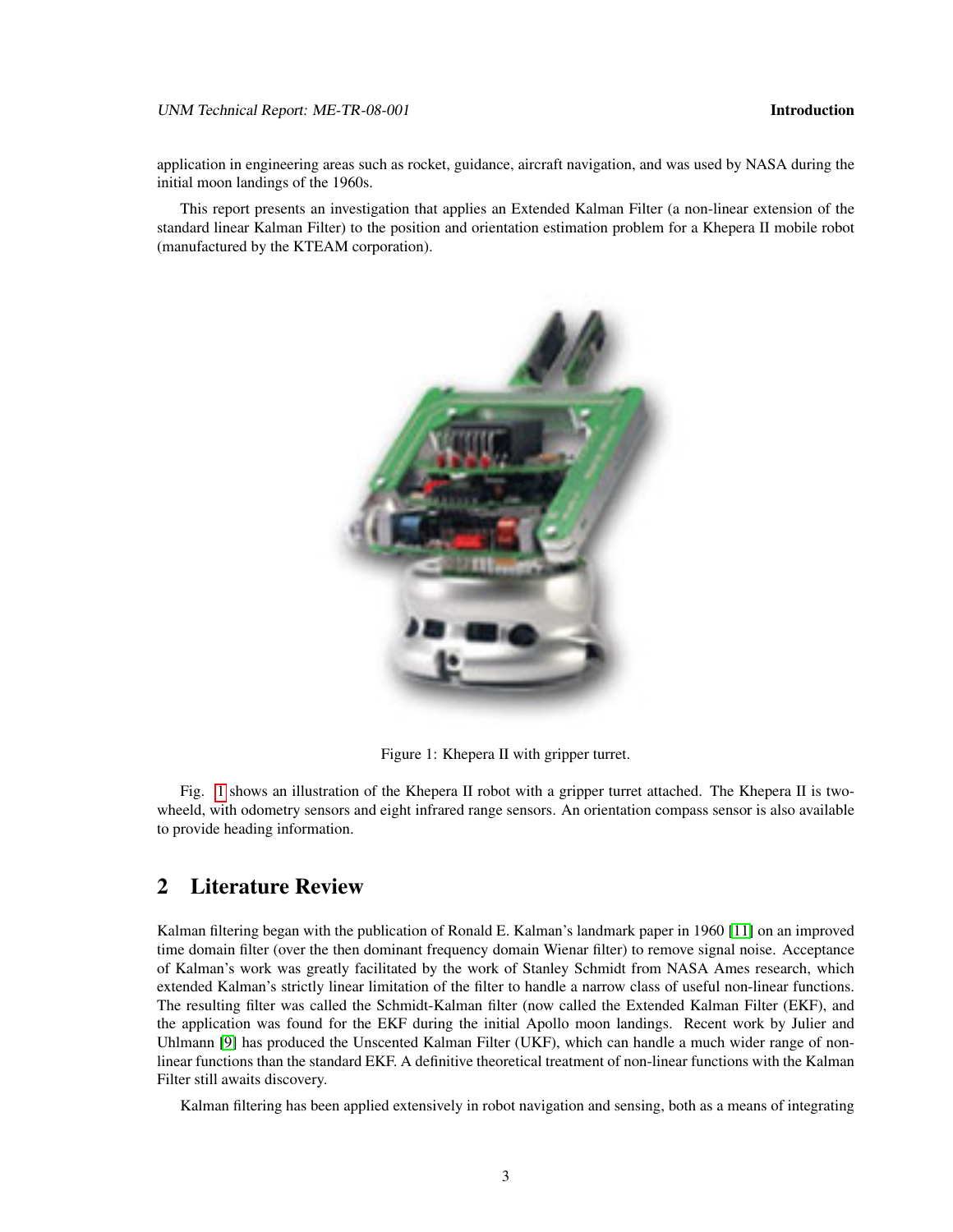application in engineering areas such as rocket, guidance, aircraft navigation, and was used by NASA during the initial moon landings of the 1960s.

This report presents an investigation that applies an Extended Kalman Filter (a non-linear extension of the standard linear Kalman Filter) to the position and orientation estimation problem for a Khepera II mobile robot (manufactured by the KTEAM corporation).

Figure 1: Khepera II with gripper turret.

Fig. 1 shows an illustration of the Khepera II robot with a gripper turret attached. The Khepera II is two-wheeld, with odometry sensors and eight infrared range sensors. An orientation compass sensor is also available to provide heading information.

## 2 Literature Review

Kalman filtering began with the publication of Ronald E. Kalman's landmark paper in 1960 [11] on an improved time domain filter (over the then dominant frequency domain Wienar filter) to remove signal noise. Acceptance of Kalman's work was greatly facilitated by the work of Stanley Schmidt from NASA Ames research, which extended Kalman's strictly linear limitation of the filter to handle a narrow class of useful non-linear functions. The resulting filter was called the Schmidt-Kalman filter (now called the Extended Kalman Filter (EKF), and the application was found for the EKF during the initial Apollo moon landings. Recent work by Julier and Uhlmann [9] has produced the Unscented Kalman Filter (UKF), which can handle a much wider range of non-linear functions than the standard EKF. A definitive theoretical treatment of non-linear functions with the Kalman Filter still awaits discovery.

Kalman filtering has been applied extensively in robot navigation and sensing, both as a means of integrating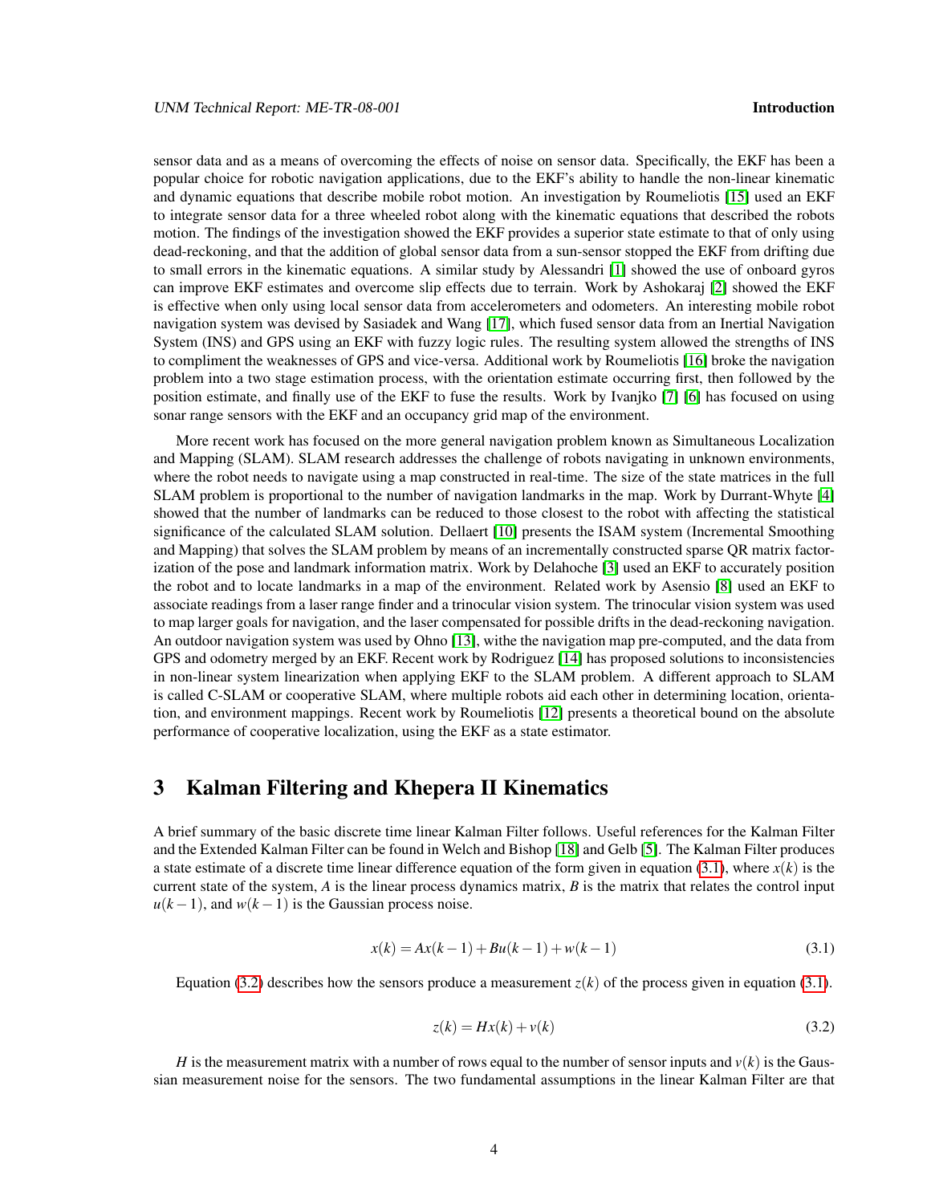sensor data and as a means of overcoming the effects of noise on sensor data. Specifically, the EKF has been a popular choice for robotic navigation applications, due to the EKF's ability to handle the non-linear kinematic and dynamic equations that describe mobile robot motion. An investigation by Roumeliotis [15] used an EKF to integrate sensor data for a three wheeled robot along with the kinematic equations that described the robots motion. The findings of the investigation showed the EKF provides a superior state estimate to that of only using dead-reckoning, and that the addition of global sensor data from a sun-sensor stopped the EKF from drifting due to small errors in the kinematic equations. A similar study by Alessandri [1] showed the use of onboard gyros can improve EKF estimates and overcome slip effects due to terrain. Work by Ashokaraj [2] showed the EKF is effective when only using local sensor data from accelerometers and odometers. An interesting mobile robot navigation system was devised by Sasiadek and Wang [17], which fused sensor data from an Inertial Navigation System (INS) and GPS using an EKF with fuzzy logic rules. The resulting system allowed the strengths of INS to compliment the weaknesses of GPS and vice-versa. Additional work by Roumeliotis [16] broke the navigation problem into a two stage estimation process, with the orientation estimate occurring first, then followed by the position estimate, and finally use of the EKF to fuse the results. Work by Ivanjko [7] [6] has focused on using sonar range sensors with the EKF and an occupancy grid map of the environment.

More recent work has focused on the more general navigation problem known as Simultaneous Localization and Mapping (SLAM). SLAM research addresses the challenge of robots navigating in unknown environments, where the robot needs to navigate using a map constructed in real-time. The size of the state matrices in the full SLAM problem is proportional to the number of navigation landmarks in the map. Work by Durrant-Whyte [4] showed that the number of landmarks can be reduced to those closest to the robot with affecting the statistical significance of the calculated SLAM solution. Dellaert [10] presents the ISAM system (Incremental Smoothing and Mapping) that solves the SLAM problem by means of an incrementally constructed sparse QR matrix factorization of the pose and landmark information matrix. Work by Delahoche [3] used an EKF to accurately position the robot and to locate landmarks in a map of the environment. Related work by Asensio [8] used an EKF to associate readings from a laser range finder and a trinocular vision system. The trinocular vision system was used to map larger goals for navigation, and the laser compensated for possible drifts in the dead-reckoning navigation. An outdoor navigation system was used by Ohno [13], withe the navigation map pre-computed, and the data from GPS and odometry merged by an EKF. Recent work by Rodriguez [14] has proposed solutions to inconsistencies in non-linear system linearization when applying EKF to the SLAM problem. A different approach to SLAM is called C-SLAM or cooperative SLAM, where multiple robots aid each other in determining location, orientation, and environment mappings. Recent work by Roumeliotis [12] presents a theoretical bound on the absolute performance of cooperative localization, using the EKF as a state estimator.

# 3 Kalman Filtering and Khepera II Kinematics

A brief summary of the basic discrete time linear Kalman Filter follows. Useful references for the Kalman Filter and the Extended Kalman Filter can be found in Welch and Bishop [18] and Gelb [5]. The Kalman Filter produces a state estimate of a discrete time linear difference equation of the form given in equation (3.1), where $x(k)$ is the current state of the system, $A$ is the linear process dynamics matrix, $B$ is the matrix that relates the control input $u(k-1)$, and $w(k-1)$ is the Gaussian process noise.

$$x(k) = Ax(k-1) + Bu(k-1) + w(k-1) \tag{3.1}$$

Equation (3.2) describes how the sensors produce a measurement $z(k)$ of the process given in equation (3.1).

$$z(k) = Hx(k) + v(k) \tag{3.2}$$

$H$ is the measurement matrix with a number of rows equal to the number of sensor inputs and $v(k)$ is the Gaussian measurement noise for the sensors. The two fundamental assumptions in the linear Kalman Filter are that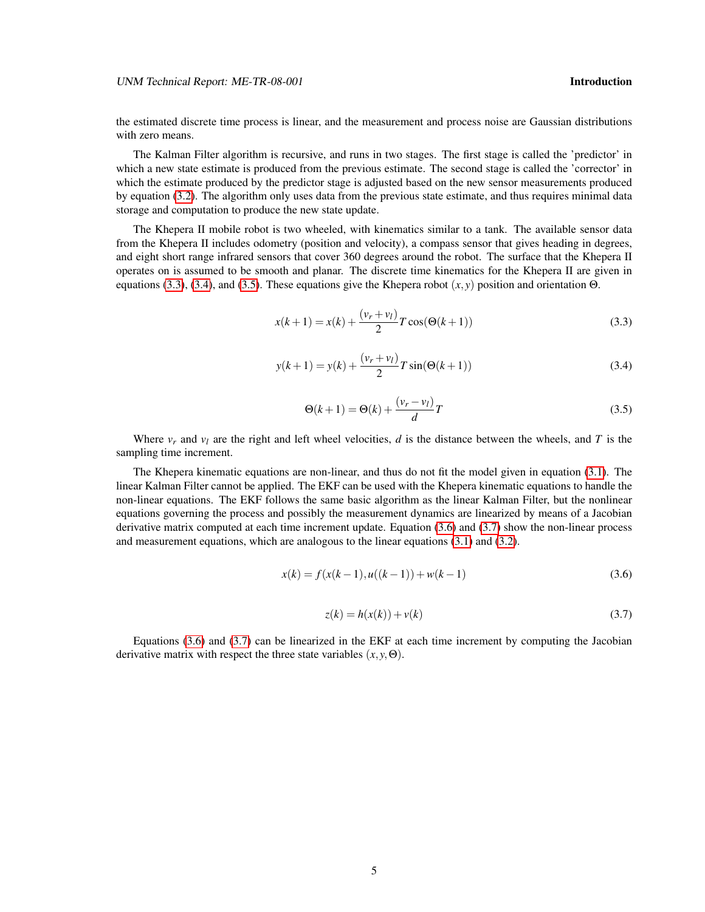the estimated discrete time process is linear, and the measurement and process noise are Gaussian distributions with zero means.

The Kalman Filter algorithm is recursive, and runs in two stages. The first stage is called the 'predictor' in which a new state estimate is produced from the previous estimate. The second stage is called the 'corrector' in which the estimate produced by the predictor stage is adjusted based on the new sensor measurements produced by equation (3.2). The algorithm only uses data from the previous state estimate, and thus requires minimal data storage and computation to produce the new state update.

The Khepera II mobile robot is two wheeled, with kinematics similar to a tank. The available sensor data from the Khepera II includes odometry (position and velocity), a compass sensor that gives heading in degrees, and eight short range infrared sensors that cover 360 degrees around the robot. The surface that the Khepera II operates on is assumed to be smooth and planar. The discrete time kinematics for the Khepera II are given in equations (3.3), (3.4), and (3.5). These equations give the Khepera robot $(x, y)$ position and orientation $\Theta$.

$$x(k+1) = x(k) + \frac{(v_r + v_l)}{2} T \cos(\Theta(k+1)) \tag{3.3}$$

$$y(k+1) = y(k) + \frac{(v_r + v_l)}{2} T \sin(\Theta(k+1)) \tag{3.4}$$

$$\Theta(k+1) = \Theta(k) + \frac{(v_r - v_l)}{d} T \tag{3.5}$$

Where $v_r$ and $v_l$ are the right and left wheel velocities, $d$ is the distance between the wheels, and $T$ is the sampling time increment.

The Khepera kinematic equations are non-linear, and thus do not fit the model given in equation (3.1). The linear Kalman Filter cannot be applied. The EKF can be used with the Khepera kinematic equations to handle the non-linear equations. The EKF follows the same basic algorithm as the linear Kalman Filter, but the nonlinear equations governing the process and possibly the measurement dynamics are linearized by means of a Jacobian derivative matrix computed at each time increment update. Equation (3.6) and (3.7) show the non-linear process and measurement equations, which are analogous to the linear equations (3.1) and (3.2).

$$x(k) = f(x(k-1), u((k-1)) + w(k-1) \tag{3.6}$$

$$z(k) = h(x(k)) + v(k) \tag{3.7}$$

Equations (3.6) and (3.7) can be linearized in the EKF at each time increment by computing the Jacobian derivative matrix with respect the three state variables $(x, y, \Theta)$.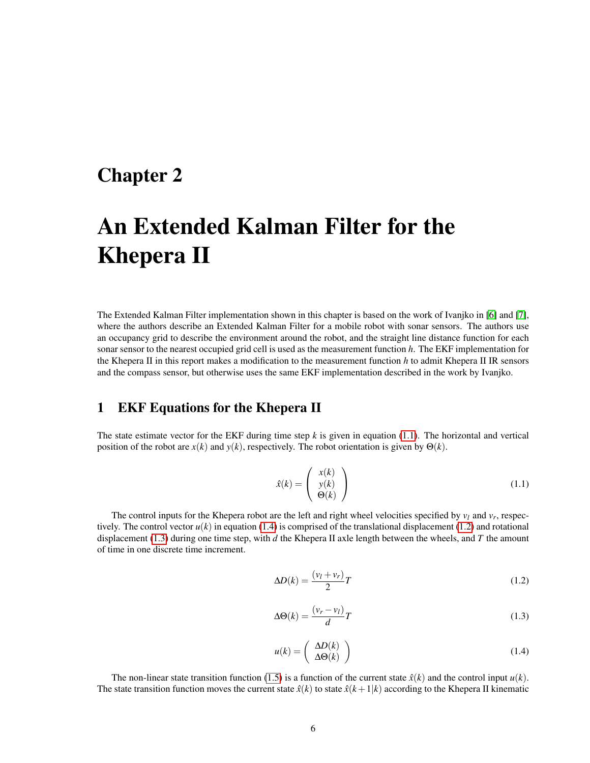# Chapter 2

# An Extended Kalman Filter for the Khepera II

The Extended Kalman Filter implementation shown in this chapter is based on the work of Ivanjko in [6] and [7], where the authors describe an Extended Kalman Filter for a mobile robot with sonar sensors. The authors use an occupancy grid to describe the environment around the robot, and the straight line distance function for each sonar sensor to the nearest occupied grid cell is used as the measurement function $h$. The EKF implementation for the Khepera II in this report makes a modification to the measurement function $h$ to admit Khepera II IR sensors and the compass sensor, but otherwise uses the same EKF implementation described in the work by Ivanjko.

## 1 EKF Equations for the Khepera II

The state estimate vector for the EKF during time step $k$ is given in equation (1.1). The horizontal and vertical position of the robot are $x(k)$ and $y(k)$, respectively. The robot orientation is given by $\Theta(k)$.

$$\hat{x}(k) = \begin{pmatrix} x(k) \\ y(k) \\ \Theta(k) \end{pmatrix} \tag{1.1}$$

The control inputs for the Khepera robot are the left and right wheel velocities specified by $v_l$ and $v_r$, respectively. The control vector $u(k)$ in equation (1.4) is comprised of the translational displacement (1.2) and rotational displacement (1.3) during one time step, with $d$ the Khepera II axle length between the wheels, and $T$ the amount of time in one discrete time increment.

$$\Delta D(k) = \frac{(v_l + v_r)}{2} T \tag{1.2}$$

$$\Delta \Theta(k) = \frac{(v_r - v_l)}{d} T \tag{1.3}$$

$$u(k) = \begin{pmatrix} \Delta D(k) \\ \Delta \Theta(k) \end{pmatrix} \tag{1.4}$$

The non-linear state transition function (1.5) is a function of the current state $\hat{x}(k)$ and the control input $u(k)$. The state transition function moves the current state $\hat{x}(k)$ to state $\hat{x}(k+1|k)$ according to the Khepera II kinematic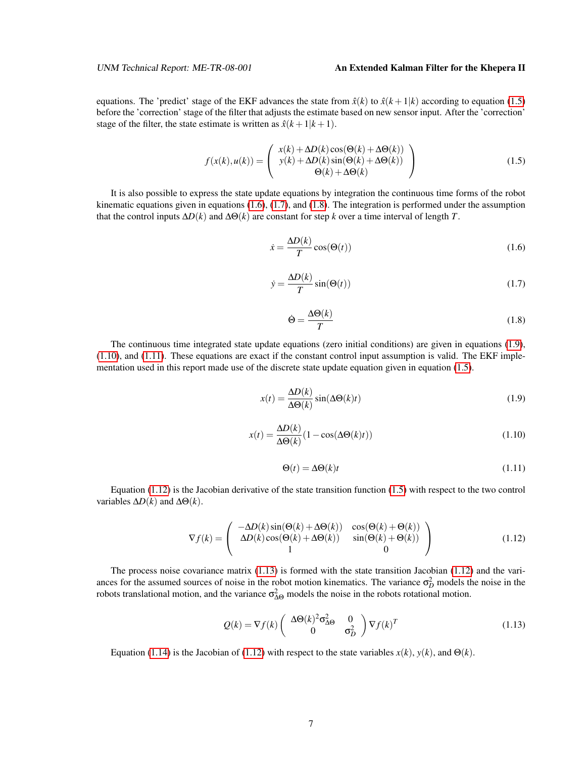equations. The 'predict' stage of the EKF advances the state from $\hat{x}(k)$ to $\hat{x}(k+1|k)$ according to equation (1.5) before the 'correction' stage of the filter that adjusts the estimate based on new sensor input. After the 'correction' stage of the filter, the state estimate is written as $\hat{x}(k+1|k+1)$.

$$f(x(k),u(k)) = \begin{pmatrix} x(k) + \Delta D(k)\cos(\Theta(k) + \Delta\Theta(k)) \\ y(k) + \Delta D(k)\sin(\Theta(k) + \Delta\Theta(k)) \\ \Theta(k) + \Delta\Theta(k) \end{pmatrix} \tag{1.5}$$

It is also possible to express the state update equations by integration the continuous time forms of the robot kinematic equations given in equations (1.6), (1.7), and (1.8). The integration is performed under the assumption that the control inputs $\Delta D(k)$ and $\Delta\Theta(k)$ are constant for step $k$ over a time interval of length $T$.

$$\dot{x} = \frac{\Delta D(k)}{T}\cos(\Theta(t)) \tag{1.6}$$

$$\dot{y} = \frac{\Delta D(k)}{T}\sin(\Theta(t)) \tag{1.7}$$

$$\dot{\Theta} = \frac{\Delta\Theta(k)}{T} \tag{1.8}$$

The continuous time integrated state update equations (zero initial conditions) are given in equations (1.9), (1.10), and (1.11). These equations are exact if the constant control input assumption is valid. The EKF implementation used in this report made use of the discrete state update equation given in equation (1.5).

$$x(t) = \frac{\Delta D(k)}{\Delta\Theta(k)}\sin(\Delta\Theta(k)t) \tag{1.9}$$

$$x(t) = \frac{\Delta D(k)}{\Delta\Theta(k)}(1 - \cos(\Delta\Theta(k)t)) \tag{1.10}$$

$$\Theta(t) = \Delta\Theta(k)t \tag{1.11}$$

Equation (1.12) is the Jacobian derivative of the state transition function (1.5) with respect to the two control variables $\Delta D(k)$ and $\Delta\Theta(k)$.

$$\nabla f(k) = \begin{pmatrix} -\Delta D(k)\sin(\Theta(k) + \Delta\Theta(k)) & \cos(\Theta(k) + \Theta(k)) \\ \Delta D(k)\cos(\Theta(k) + \Delta\Theta(k)) & \sin(\Theta(k) + \Theta(k)) \\ 1 & 0 \end{pmatrix} \tag{1.12}$$

The process noise covariance matrix (1.13) is formed with the state transition Jacobian (1.12) and the variances for the assumed sources of noise in the robot motion kinematics. The variance $\sigma_D^2$ models the noise in the robots translational motion, and the variance $\sigma_{\Delta\Theta}^2$ models the noise in the robots rotational motion.

$$Q(k) = \nabla f(k)\begin{pmatrix} \Delta\Theta(k)^2\sigma_{\Delta\Theta}^2 & 0 \\ 0 & \sigma_D^2 \end{pmatrix}\nabla f(k)^T \tag{1.13}$$

Equation (1.14) is the Jacobian of (1.12) with respect to the state variables $x(k)$, $y(k)$, and $\Theta(k)$.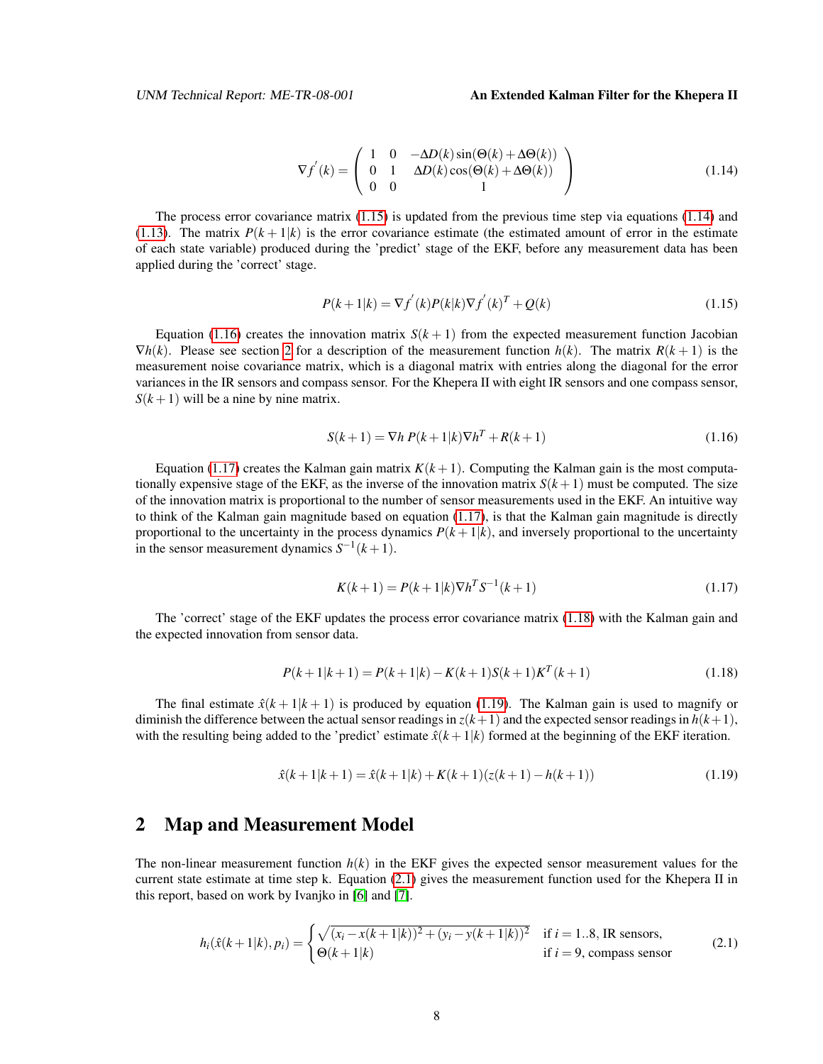$$\nabla f^{'}(k) = \begin{pmatrix} 1 & 0 & -\Delta D(k)\sin(\Theta(k)+\Delta\Theta(k)) \\ 0 & 1 & \Delta D(k)\cos(\Theta(k)+\Delta\Theta(k)) \\ 0 & 0 & 1 \end{pmatrix} \tag{1.14}$$

The process error covariance matrix (1.15) is updated from the previous time step via equations (1.14) and (1.13). The matrix $P(k+1|k)$ is the error covariance estimate (the estimated amount of error in the estimate of each state variable) produced during the 'predict' stage of the EKF, before any measurement data has been applied during the 'correct' stage.

$$P(k+1|k) = \nabla f^{'}(k)P(k|k)\nabla f^{'}(k)^T + Q(k) \tag{1.15}$$

Equation (1.16) creates the innovation matrix $S(k+1)$ from the expected measurement function Jacobian $\nabla h(k)$. Please see section 2 for a description of the measurement function $h(k)$. The matrix $R(k+1)$ is the measurement noise covariance matrix, which is a diagonal matrix with entries along the diagonal for the error variances in the IR sensors and compass sensor. For the Khepera II with eight IR sensors and one compass sensor, $S(k+1)$ will be a nine by nine matrix.

$$S(k+1) = \nabla h\, P(k+1|k)\nabla h^T + R(k+1) \tag{1.16}$$

Equation (1.17) creates the Kalman gain matrix $K(k+1)$. Computing the Kalman gain is the most computationally expensive stage of the EKF, as the inverse of the innovation matrix $S(k+1)$ must be computed. The size of the innovation matrix is proportional to the number of sensor measurements used in the EKF. An intuitive way to think of the Kalman gain magnitude based on equation (1.17), is that the Kalman gain magnitude is directly proportional to the uncertainty in the process dynamics $P(k+1|k)$, and inversely proportional to the uncertainty in the sensor measurement dynamics $S^{-1}(k+1)$.

$$K(k+1) = P(k+1|k)\nabla h^T S^{-1}(k+1) \tag{1.17}$$

The 'correct' stage of the EKF updates the process error covariance matrix (1.18) with the Kalman gain and the expected innovation from sensor data.

$$P(k+1|k+1) = P(k+1|k) - K(k+1)S(k+1)K^T(k+1) \tag{1.18}$$

The final estimate $\hat{x}(k+1|k+1)$ is produced by equation (1.19). The Kalman gain is used to magnify or diminish the difference between the actual sensor readings in $z(k+1)$ and the expected sensor readings in $h(k+1)$, with the resulting being added to the 'predict' estimate $\hat{x}(k+1|k)$ formed at the beginning of the EKF iteration.

$$\hat{x}(k+1|k+1) = \hat{x}(k+1|k) + K(k+1)(z(k+1) - h(k+1)) \tag{1.19}$$

## 2 Map and Measurement Model

The non-linear measurement function $h(k)$ in the EKF gives the expected sensor measurement values for the current state estimate at time step k. Equation (2.1) gives the measurement function used for the Khepera II in this report, based on work by Ivanjko in [6] and [7].

$$h_i(\hat{x}(k+1|k), p_i) = \begin{cases} \sqrt{(x_i - x(k+1|k))^2 + (y_i - y(k+1|k))^2} & \text{if } i = 1..8, \text{ IR sensors,} \\ \Theta(k+1|k) & \text{if } i = 9, \text{ compass sensor} \end{cases} \tag{2.1}$$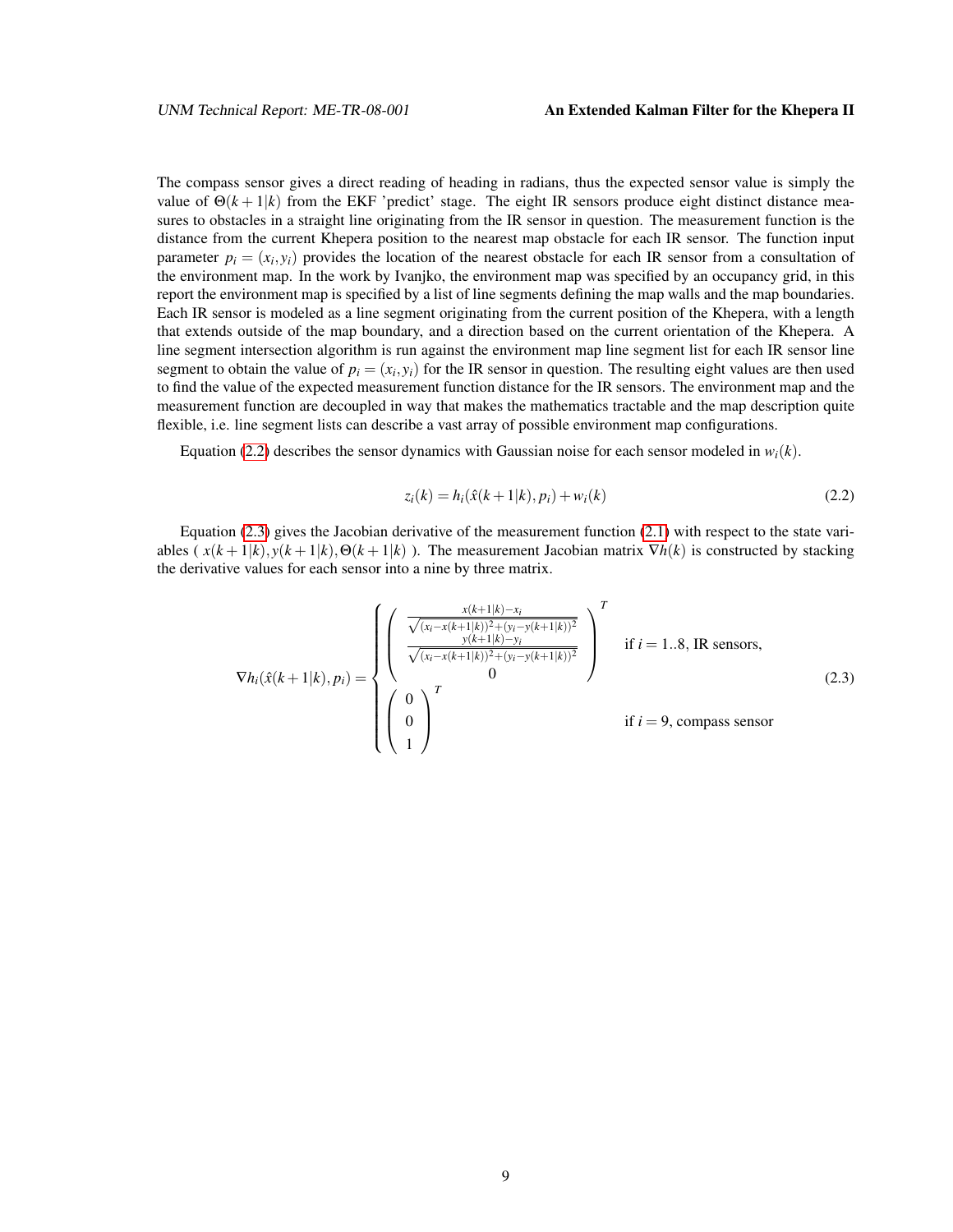The compass sensor gives a direct reading of heading in radians, thus the expected sensor value is simply the value of $\Theta(k+1|k)$ from the EKF 'predict' stage. The eight IR sensors produce eight distinct distance measures to obstacles in a straight line originating from the IR sensor in question. The measurement function is the distance from the current Khepera position to the nearest map obstacle for each IR sensor. The function input parameter $p_i = (x_i, y_i)$ provides the location of the nearest obstacle for each IR sensor from a consultation of the environment map. In the work by Ivanjko, the environment map was specified by an occupancy grid, in this report the environment map is specified by a list of line segments defining the map walls and the map boundaries. Each IR sensor is modeled as a line segment originating from the current position of the Khepera, with a length that extends outside of the map boundary, and a direction based on the current orientation of the Khepera. A line segment intersection algorithm is run against the environment map line segment list for each IR sensor line segment to obtain the value of $p_i = (x_i, y_i)$ for the IR sensor in question. The resulting eight values are then used to find the value of the expected measurement function distance for the IR sensors. The environment map and the measurement function are decoupled in way that makes the mathematics tractable and the map description quite flexible, i.e. line segment lists can describe a vast array of possible environment map configurations.

Equation (2.2) describes the sensor dynamics with Gaussian noise for each sensor modeled in $w_i(k)$.

$$z_i(k) = h_i(\hat{x}(k+1|k), p_i) + w_i(k) \tag{2.2}$$

Equation (2.3) gives the Jacobian derivative of the measurement function (2.1) with respect to the state variables ( $x(k+1|k), y(k+1|k), \Theta(k+1|k)$ ). The measurement Jacobian matrix $\nabla h(k)$ is constructed by stacking the derivative values for each sensor into a nine by three matrix.

$$\nabla h_i(\hat{x}(k+1|k), p_i) = \begin{cases} \begin{pmatrix} \frac{x(k+1|k)-x_i}{\sqrt{(x_i - x(k+1|k))^2 + (y_i - y(k+1|k))^2}} \\ \frac{y(k+1|k)-y_i}{\sqrt{(x_i - x(k+1|k))^2 + (y_i - y(k+1|k))^2}} \\ 0 \end{pmatrix}^T & \text{if } i = 1..8, \text{ IR sensors,} \\ \begin{pmatrix} 0 \\ 0 \\ 1 \end{pmatrix}^T & \text{if } i = 9, \text{ compass sensor} \end{cases} \tag{2.3}$$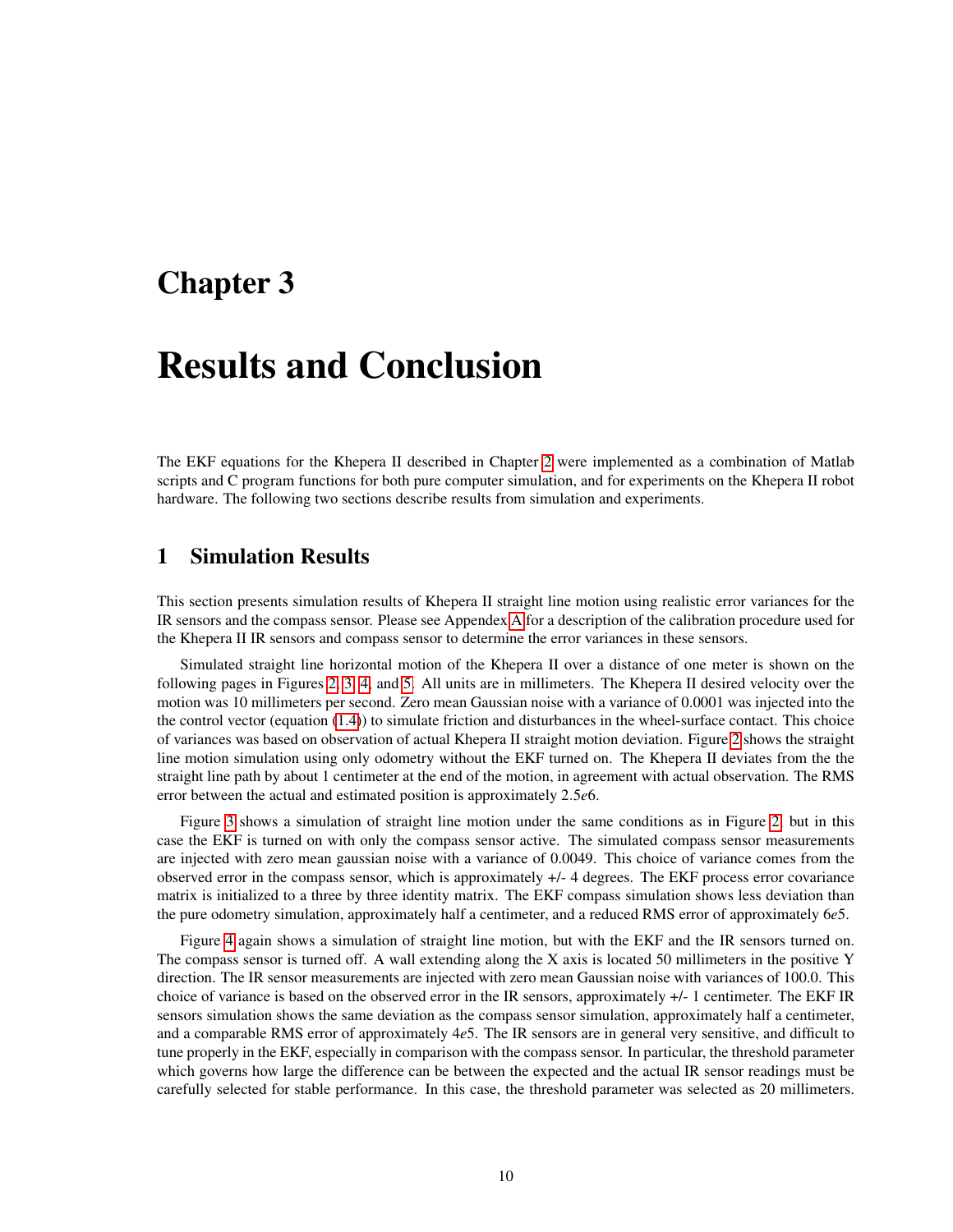# Chapter 3

# Results and Conclusion

The EKF equations for the Khepera II described in Chapter 2 were implemented as a combination of Matlab scripts and C program functions for both pure computer simulation, and for experiments on the Khepera II robot hardware. The following two sections describe results from simulation and experiments.

## 1 Simulation Results

This section presents simulation results of Khepera II straight line motion using realistic error variances for the IR sensors and the compass sensor. Please see Appendex A for a description of the calibration procedure used for the Khepera II IR sensors and compass sensor to determine the error variances in these sensors.

Simulated straight line horizontal motion of the Khepera II over a distance of one meter is shown on the following pages in Figures 2, 3, 4, and 5. All units are in millimeters. The Khepera II desired velocity over the motion was 10 millimeters per second. Zero mean Gaussian noise with a variance of 0.0001 was injected into the the control vector (equation (1.4)) to simulate friction and disturbances in the wheel-surface contact. This choice of variances was based on observation of actual Khepera II straight motion deviation. Figure 2 shows the straight line motion simulation using only odometry without the EKF turned on. The Khepera II deviates from the the straight line path by about 1 centimeter at the end of the motion, in agreement with actual observation. The RMS error between the actual and estimated position is approximately $2.5e6$.

Figure 3 shows a simulation of straight line motion under the same conditions as in Figure 2, but in this case the EKF is turned on with only the compass sensor active. The simulated compass sensor measurements are injected with zero mean gaussian noise with a variance of 0.0049. This choice of variance comes from the observed error in the compass sensor, which is approximately +/- 4 degrees. The EKF process error covariance matrix is initialized to a three by three identity matrix. The EKF compass simulation shows less deviation than the pure odometry simulation, approximately half a centimeter, and a reduced RMS error of approximately $6e5$.

Figure 4 again shows a simulation of straight line motion, but with the EKF and the IR sensors turned on. The compass sensor is turned off. A wall extending along the X axis is located 50 millimeters in the positive Y direction. The IR sensor measurements are injected with zero mean Gaussian noise with variances of 100.0. This choice of variance is based on the observed error in the IR sensors, approximately +/- 1 centimeter. The EKF IR sensors simulation shows the same deviation as the compass sensor simulation, approximately half a centimeter, and a comparable RMS error of approximately $4e5$. The IR sensors are in general very sensitive, and difficult to tune properly in the EKF, especially in comparison with the compass sensor. In particular, the threshold parameter which governs how large the difference can be between the expected and the actual IR sensor readings must be carefully selected for stable performance. In this case, the threshold parameter was selected as 20 millimeters.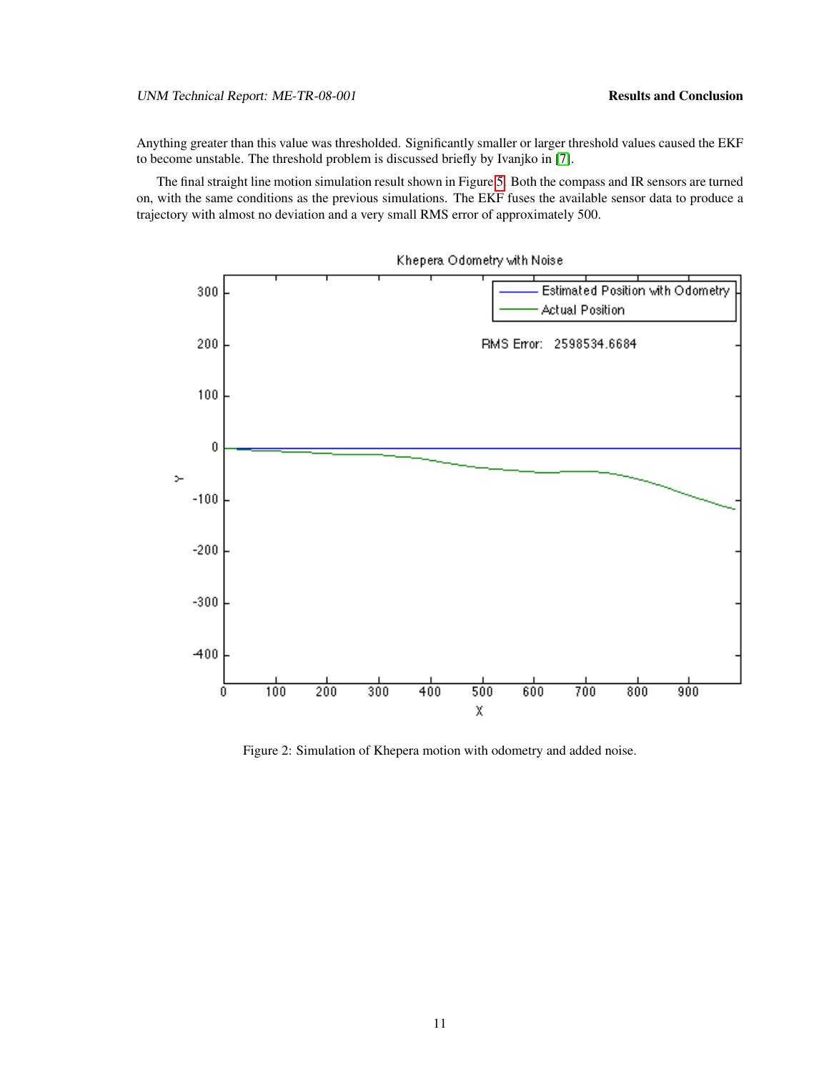Anything greater than this value was thresholded. Significantly smaller or larger threshold values caused the EKF to become unstable. The threshold problem is discussed briefly by Ivanjko in [7].

The final straight line motion simulation result shown in Figure 5. Both the compass and IR sensors are turned on, with the same conditions as the previous simulations. The EKF fuses the available sensor data to produce a trajectory with almost no deviation and a very small RMS error of approximately 500.

Figure 2: Simulation of Khepera motion with odometry and added noise.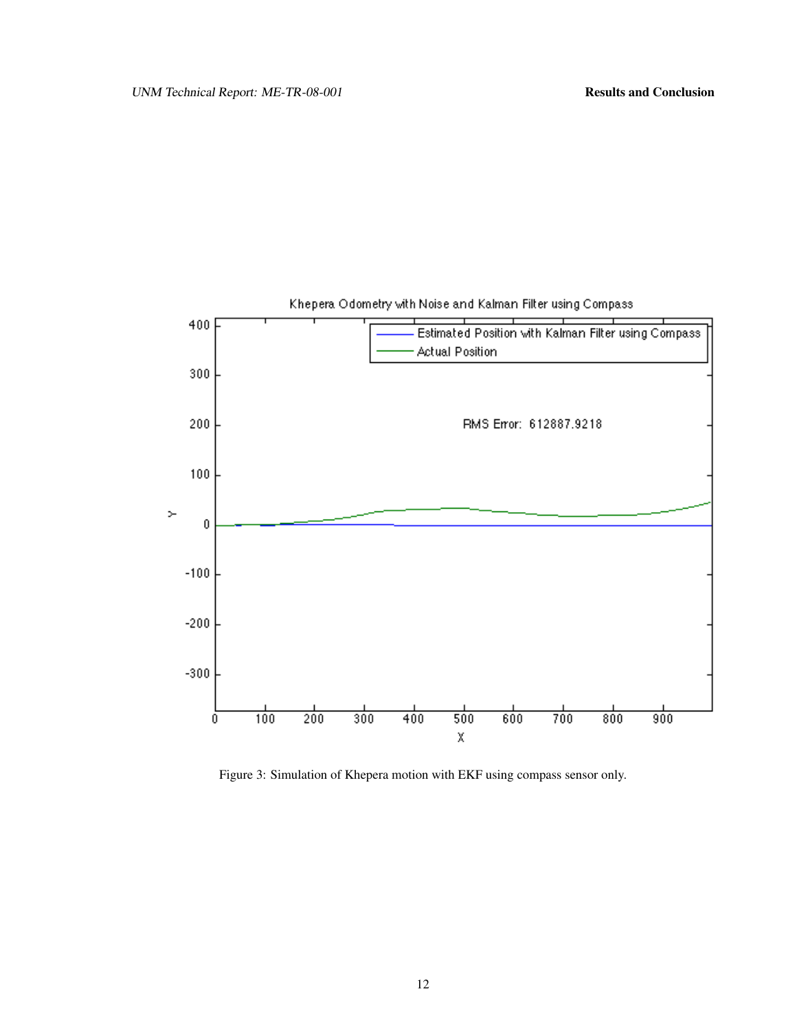Figure 3: Simulation of Khepera motion with EKF using compass sensor only.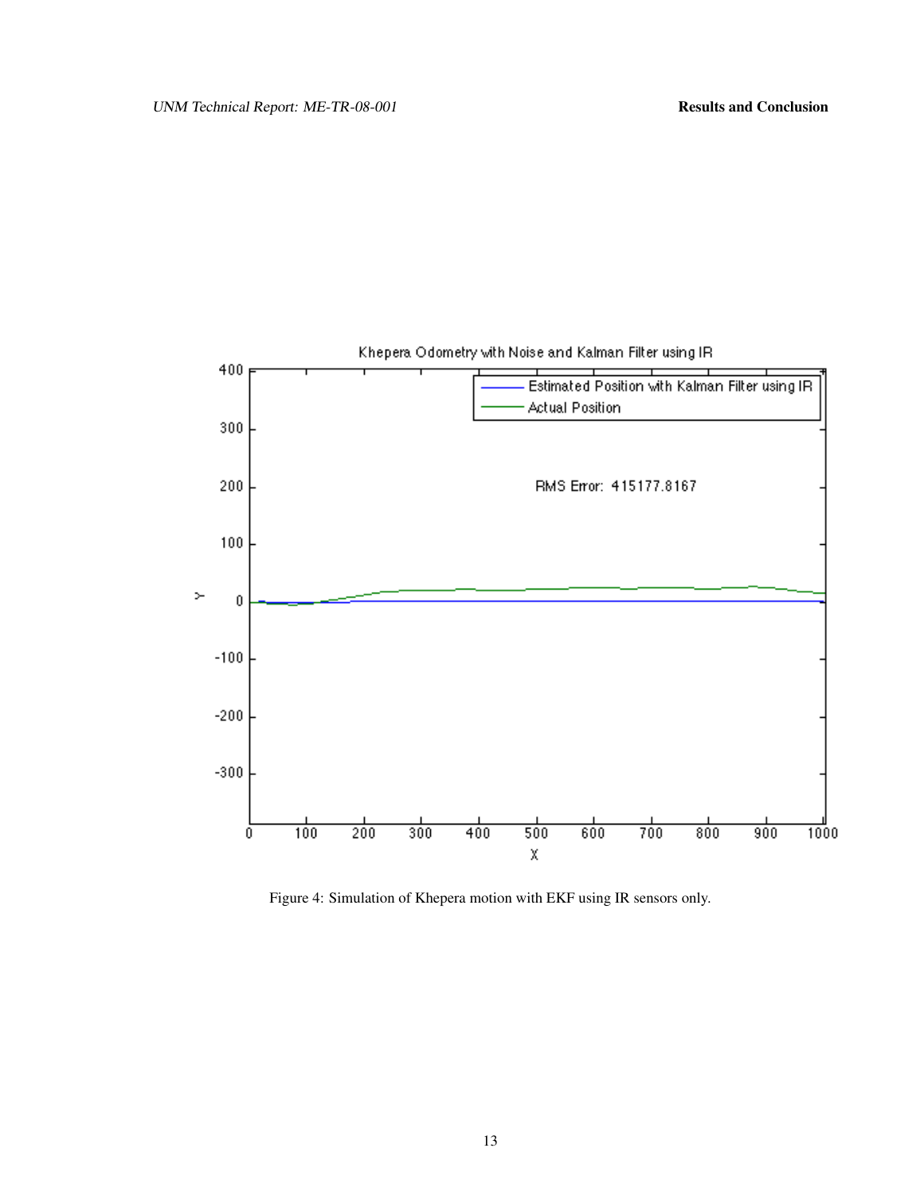Figure 4: Simulation of Khepera motion with EKF using IR sensors only.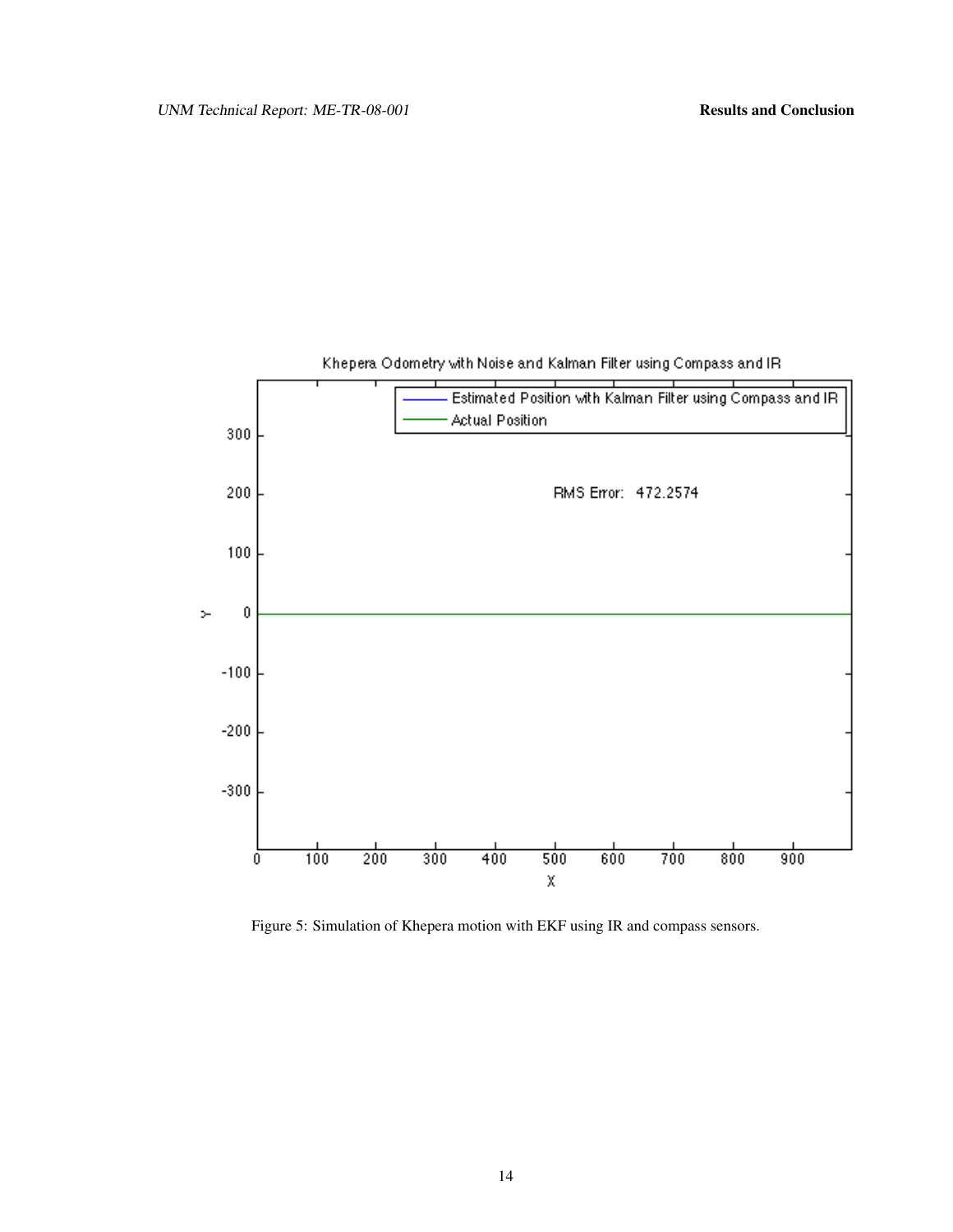Figure 5: Simulation of Khepera motion with EKF using IR and compass sensors.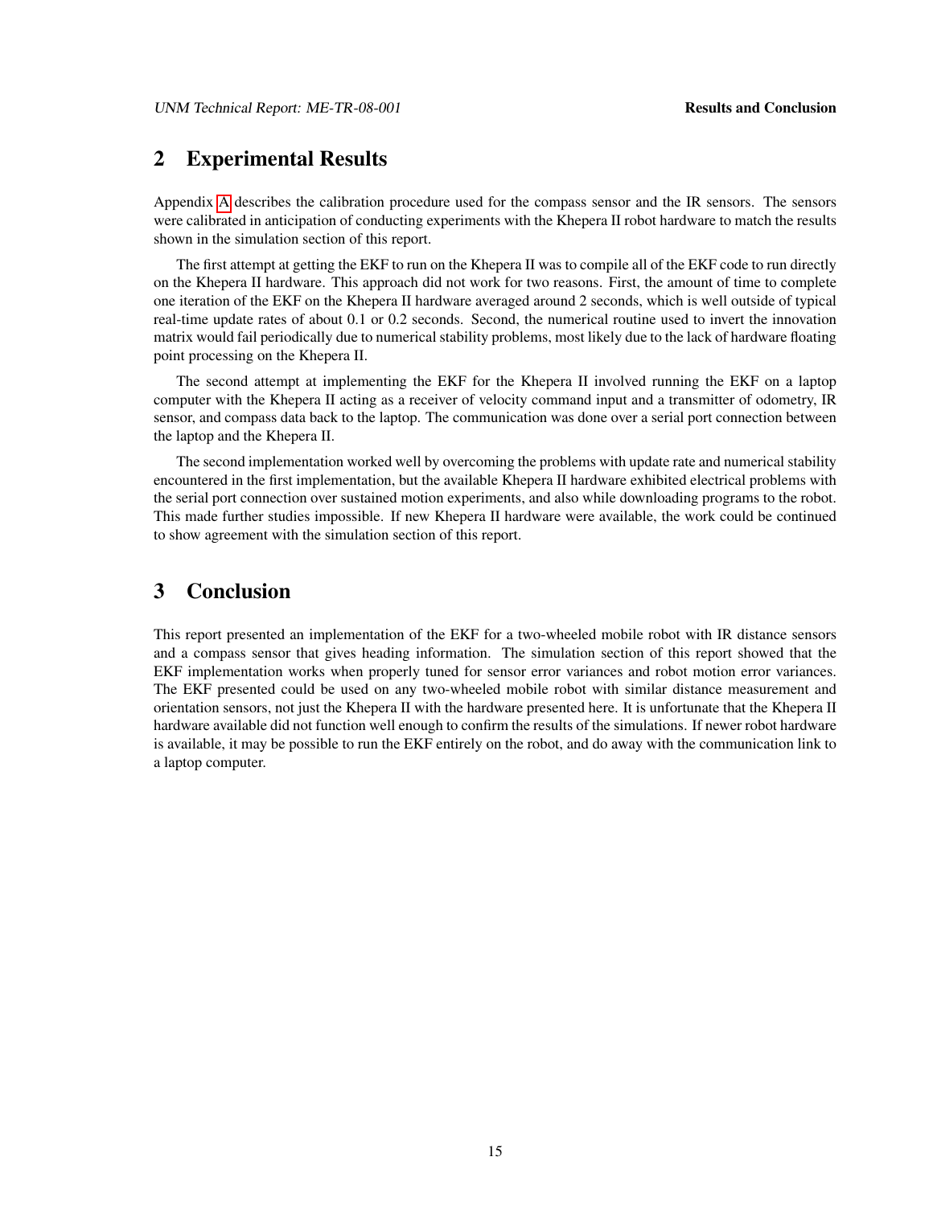## 2 Experimental Results

Appendix A describes the calibration procedure used for the compass sensor and the IR sensors. The sensors were calibrated in anticipation of conducting experiments with the Khepera II robot hardware to match the results shown in the simulation section of this report.

The first attempt at getting the EKF to run on the Khepera II was to compile all of the EKF code to run directly on the Khepera II hardware. This approach did not work for two reasons. First, the amount of time to complete one iteration of the EKF on the Khepera II hardware averaged around 2 seconds, which is well outside of typical real-time update rates of about 0.1 or 0.2 seconds. Second, the numerical routine used to invert the innovation matrix would fail periodically due to numerical stability problems, most likely due to the lack of hardware floating point processing on the Khepera II.

The second attempt at implementing the EKF for the Khepera II involved running the EKF on a laptop computer with the Khepera II acting as a receiver of velocity command input and a transmitter of odometry, IR sensor, and compass data back to the laptop. The communication was done over a serial port connection between the laptop and the Khepera II.

The second implementation worked well by overcoming the problems with update rate and numerical stability encountered in the first implementation, but the available Khepera II hardware exhibited electrical problems with the serial port connection over sustained motion experiments, and also while downloading programs to the robot. This made further studies impossible. If new Khepera II hardware were available, the work could be continued to show agreement with the simulation section of this report.

## 3 Conclusion

This report presented an implementation of the EKF for a two-wheeled mobile robot with IR distance sensors and a compass sensor that gives heading information. The simulation section of this report showed that the EKF implementation works when properly tuned for sensor error variances and robot motion error variances. The EKF presented could be used on any two-wheeled mobile robot with similar distance measurement and orientation sensors, not just the Khepera II with the hardware presented here. It is unfortunate that the Khepera II hardware available did not function well enough to confirm the results of the simulations. If newer robot hardware is available, it may be possible to run the EKF entirely on the robot, and do away with the communication link to a laptop computer.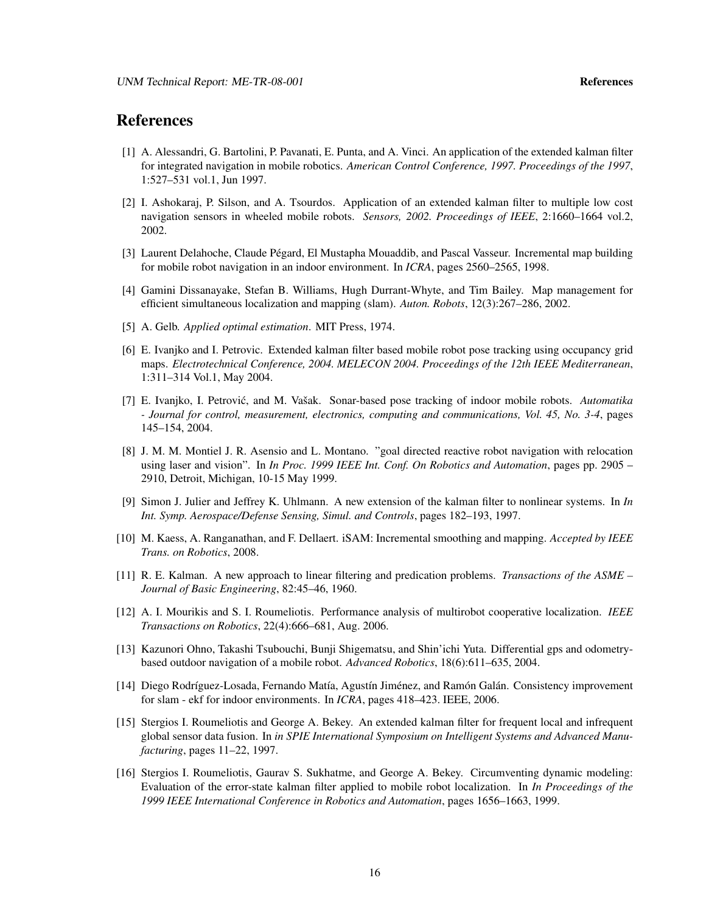# References

[1] A. Alessandri, G. Bartolini, P. Pavanati, E. Punta, and A. Vinci. An application of the extended kalman filter for integrated navigation in mobile robotics. *American Control Conference, 1997. Proceedings of the 1997*, 1:527–531 vol.1, Jun 1997.

[2] I. Ashokaraj, P. Silson, and A. Tsourdos. Application of an extended kalman filter to multiple low cost navigation sensors in wheeled mobile robots. *Sensors, 2002. Proceedings of IEEE*, 2:1660–1664 vol.2, 2002.

[3] Laurent Delahoche, Claude Pégard, El Mustapha Mouaddib, and Pascal Vasseur. Incremental map building for mobile robot navigation in an indoor environment. In *ICRA*, pages 2560–2565, 1998.

[4] Gamini Dissanayake, Stefan B. Williams, Hugh Durrant-Whyte, and Tim Bailey. Map management for efficient simultaneous localization and mapping (slam). *Auton. Robots*, 12(3):267–286, 2002.

[5] A. Gelb. *Applied optimal estimation*. MIT Press, 1974.

[6] E. Ivanjko and I. Petrovic. Extended kalman filter based mobile robot pose tracking using occupancy grid maps. *Electrotechnical Conference, 2004. MELECON 2004. Proceedings of the 12th IEEE Mediterranean*, 1:311–314 Vol.1, May 2004.

[7] E. Ivanjko, I. Petrović, and M. Vašak. Sonar-based pose tracking of indoor mobile robots. *Automatika - Journal for control, measurement, electronics, computing and communications, Vol. 45, No. 3-4*, pages 145–154, 2004.

[8] J. M. M. Montiel J. R. Asensio and L. Montano. "goal directed reactive robot navigation with relocation using laser and vision". In *In Proc. 1999 IEEE Int. Conf. On Robotics and Automation*, pages pp. 2905 – 2910, Detroit, Michigan, 10-15 May 1999.

[9] Simon J. Julier and Jeffrey K. Uhlmann. A new extension of the kalman filter to nonlinear systems. In *In Int. Symp. Aerospace/Defense Sensing, Simul. and Controls*, pages 182–193, 1997.

[10] M. Kaess, A. Ranganathan, and F. Dellaert. iSAM: Incremental smoothing and mapping. *Accepted by IEEE Trans. on Robotics*, 2008.

[11] R. E. Kalman. A new approach to linear filtering and predication problems. *Transactions of the ASME – Journal of Basic Engineering*, 82:45–46, 1960.

[12] A. I. Mourikis and S. I. Roumeliotis. Performance analysis of multirobot cooperative localization. *IEEE Transactions on Robotics*, 22(4):666–681, Aug. 2006.

[13] Kazunori Ohno, Takashi Tsubouchi, Bunji Shigematsu, and Shin'ichi Yuta. Differential gps and odometry-based outdoor navigation of a mobile robot. *Advanced Robotics*, 18(6):611–635, 2004.

[14] Diego Rodríguez-Losada, Fernando Matía, Agustín Jiménez, and Ramón Galán. Consistency improvement for slam - ekf for indoor environments. In *ICRA*, pages 418–423. IEEE, 2006.

[15] Stergios I. Roumeliotis and George A. Bekey. An extended kalman filter for frequent local and infrequent global sensor data fusion. In *in SPIE International Symposium on Intelligent Systems and Advanced Manufacturing*, pages 11–22, 1997.

[16] Stergios I. Roumeliotis, Gaurav S. Sukhatme, and George A. Bekey. Circumventing dynamic modeling: Evaluation of the error-state kalman filter applied to mobile robot localization. In *In Proceedings of the 1999 IEEE International Conference in Robotics and Automation*, pages 1656–1663, 1999.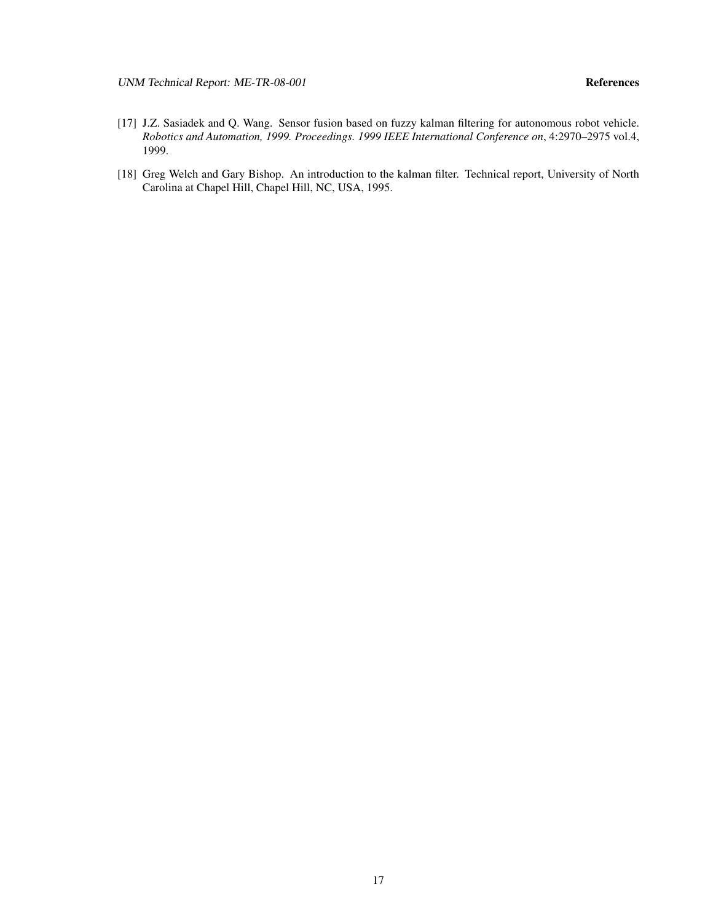[17] J.Z. Sasiadek and Q. Wang. Sensor fusion based on fuzzy kalman filtering for autonomous robot vehicle. *Robotics and Automation, 1999. Proceedings. 1999 IEEE International Conference on*, 4:2970–2975 vol.4, 1999.

[18] Greg Welch and Gary Bishop. An introduction to the kalman filter. Technical report, University of North Carolina at Chapel Hill, Chapel Hill, NC, USA, 1995.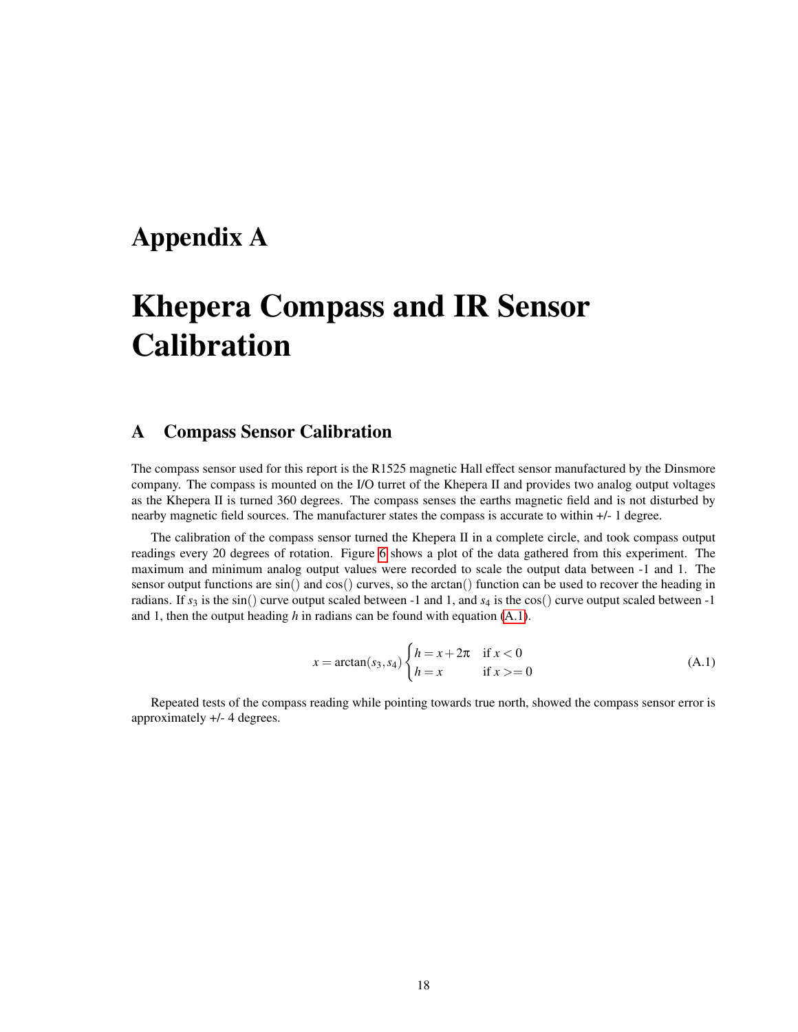# Appendix A

# Khepera Compass and IR Sensor Calibration

## A Compass Sensor Calibration

The compass sensor used for this report is the R1525 magnetic Hall effect sensor manufactured by the Dinsmore company. The compass is mounted on the I/O turret of the Khepera II and provides two analog output voltages as the Khepera II is turned 360 degrees. The compass senses the earths magnetic field and is not disturbed by nearby magnetic field sources. The manufacturer states the compass is accurate to within +/- 1 degree.

The calibration of the compass sensor turned the Khepera II in a complete circle, and took compass output readings every 20 degrees of rotation. Figure 6 shows a plot of the data gathered from this experiment. The maximum and minimum analog output values were recorded to scale the output data between -1 and 1. The sensor output functions are sin() and cos() curves, so the arctan() function can be used to recover the heading in radians. If $s_3$ is the sin() curve output scaled between -1 and 1, and $s_4$ is the cos() curve output scaled between -1 and 1, then the output heading $h$ in radians can be found with equation (A.1).

$$x = \arctan(s_3, s_4) \begin{cases} h = x + 2\pi & \text{if } x < 0 \\ h = x & \text{if } x >= 0 \end{cases} \tag{A.1}$$

Repeated tests of the compass reading while pointing towards true north, showed the compass sensor error is approximately +/- 4 degrees.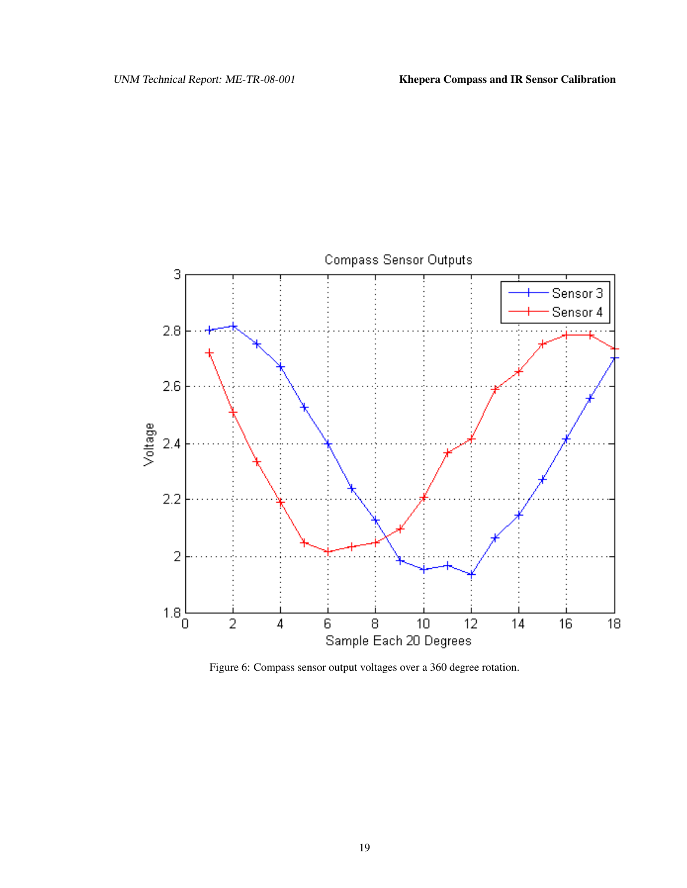Figure 6: Compass sensor output voltages over a 360 degree rotation.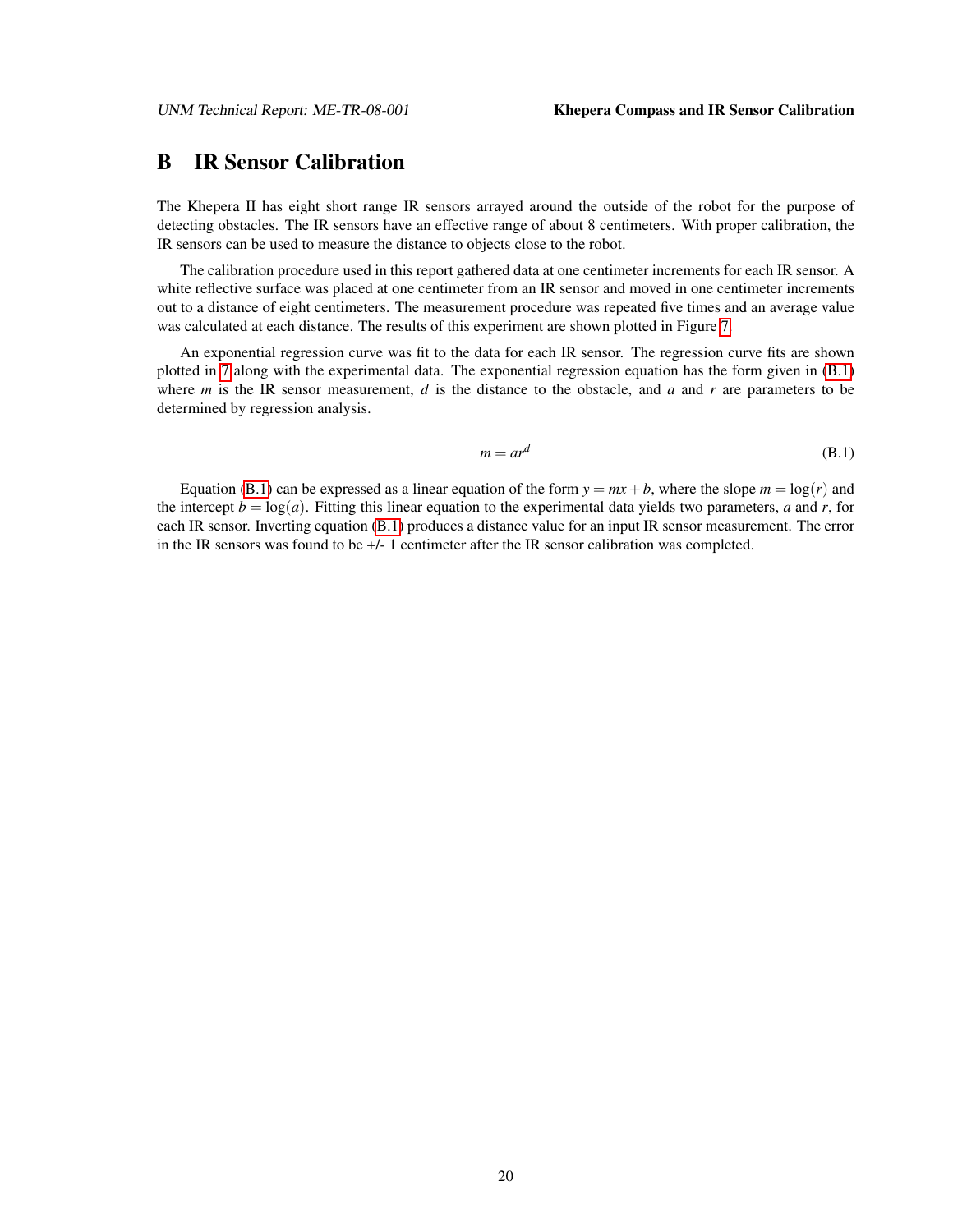# B IR Sensor Calibration

The Khepera II has eight short range IR sensors arrayed around the outside of the robot for the purpose of detecting obstacles. The IR sensors have an effective range of about 8 centimeters. With proper calibration, the IR sensors can be used to measure the distance to objects close to the robot.

The calibration procedure used in this report gathered data at one centimeter increments for each IR sensor. A white reflective surface was placed at one centimeter from an IR sensor and moved in one centimeter increments out to a distance of eight centimeters. The measurement procedure was repeated five times and an average value was calculated at each distance. The results of this experiment are shown plotted in Figure 7.

An exponential regression curve was fit to the data for each IR sensor. The regression curve fits are shown plotted in 7 along with the experimental data. The exponential regression equation has the form given in (B.1) where $m$ is the IR sensor measurement, $d$ is the distance to the obstacle, and $a$ and $r$ are parameters to be determined by regression analysis.

$$m = ar^d \tag{B.1}$$

Equation (B.1) can be expressed as a linear equation of the form $y = mx + b$, where the slope $m = \log(r)$ and the intercept $b = \log(a)$. Fitting this linear equation to the experimental data yields two parameters, $a$ and $r$, for each IR sensor. Inverting equation (B.1) produces a distance value for an input IR sensor measurement. The error in the IR sensors was found to be +/- 1 centimeter after the IR sensor calibration was completed.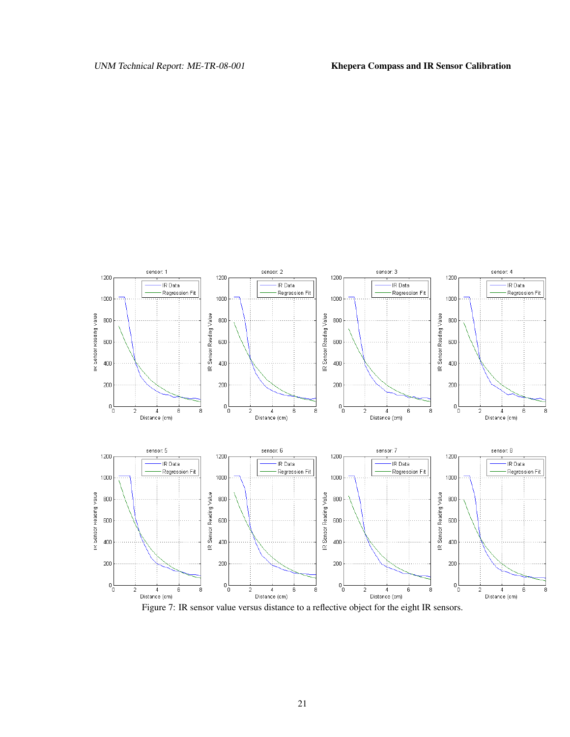sensor: 1

IR Data
Regression Fit

IR Sensor Reading Value

Distance (cm)

sensor: 2

IR Data
Regression Fit

IR Sensor Reading Value

Distance (cm)

sensor: 3

IR Data
Regression Fit

IR Sensor Reading Value

Distance (cm)

sensor: 4

IR Data
Regression Fit

IR Sensor Reading Value

Distance (cm)

sensor: 5

IR Data
Regression Fit

IR Sensor Reading Value

Distance (cm)

sensor: 6

IR Data
Regression Fit

IR Sensor Reading Value

Distance (cm)

sensor: 7

IR Data
Regression Fit

IR Sensor Reading Value

Distance (cm)

sensor: 8

IR Data
Regression Fit

IR Sensor Reading Value

Distance (cm)

Figure 7: IR sensor value versus distance to a reflective object for the eight IR sensors.